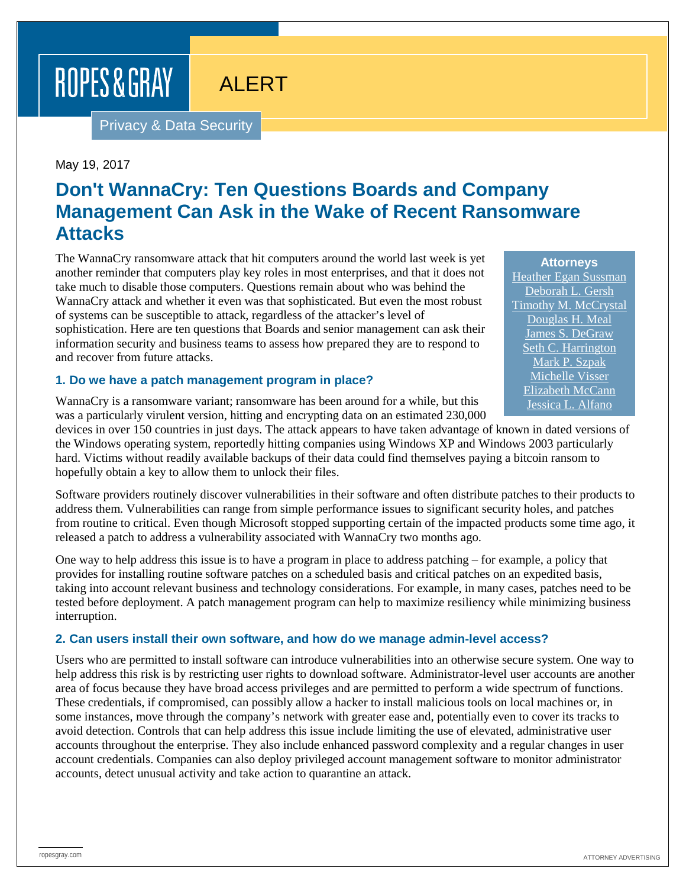ROPES & GRAY

ALERT

Privacy & Data Security

May 19, 2017

# Don't WannaCry: Ten Questions Boards and Company Management Can Ask in the Wake of Recent Ransomware Attacks

**Attorneys**
Heather Egan Sussman
Deborah L. Gersh
Timothy M. McCrystal
Douglas H. Meal
James S. DeGraw
Seth C. Harrington
Mark P. Szpak
Michelle Visser
Elizabeth McCann
Jessica L. Alfano

The WannaCry ransomware attack that hit computers around the world last week is yet another reminder that computers play key roles in most enterprises, and that it does not take much to disable those computers. Questions remain about who was behind the WannaCry attack and whether it even was that sophisticated. But even the most robust of systems can be susceptible to attack, regardless of the attacker's level of sophistication. Here are ten questions that Boards and senior management can ask their information security and business teams to assess how prepared they are to respond to and recover from future attacks.

### 1. Do we have a patch management program in place?

WannaCry is a ransomware variant; ransomware has been around for a while, but this was a particularly virulent version, hitting and encrypting data on an estimated 230,000 devices in over 150 countries in just days. The attack appears to have taken advantage of known in dated versions of the Windows operating system, reportedly hitting companies using Windows XP and Windows 2003 particularly hard. Victims without readily available backups of their data could find themselves paying a bitcoin ransom to hopefully obtain a key to allow them to unlock their files.

Software providers routinely discover vulnerabilities in their software and often distribute patches to their products to address them. Vulnerabilities can range from simple performance issues to significant security holes, and patches from routine to critical. Even though Microsoft stopped supporting certain of the impacted products some time ago, it released a patch to address a vulnerability associated with WannaCry two months ago.

One way to help address this issue is to have a program in place to address patching – for example, a policy that provides for installing routine software patches on a scheduled basis and critical patches on an expedited basis, taking into account relevant business and technology considerations. For example, in many cases, patches need to be tested before deployment. A patch management program can help to maximize resiliency while minimizing business interruption.

### 2. Can users install their own software, and how do we manage admin-level access?

Users who are permitted to install software can introduce vulnerabilities into an otherwise secure system. One way to help address this risk is by restricting user rights to download software. Administrator-level user accounts are another area of focus because they have broad access privileges and are permitted to perform a wide spectrum of functions. These credentials, if compromised, can possibly allow a hacker to install malicious tools on local machines or, in some instances, move through the company's network with greater ease and, potentially even to cover its tracks to avoid detection. Controls that can help address this issue include limiting the use of elevated, administrative user accounts throughout the enterprise. They also include enhanced password complexity and a regular changes in user account credentials. Companies can also deploy privileged account management software to monitor administrator accounts, detect unusual activity and take action to quarantine an attack.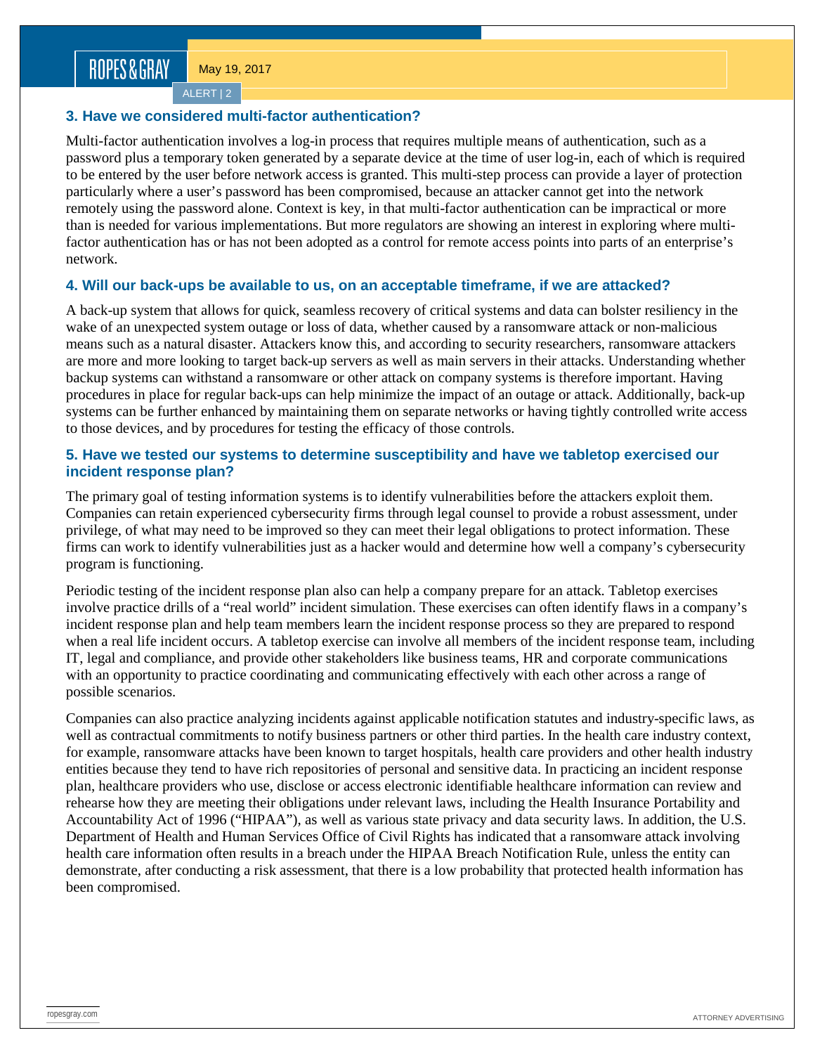### 3. Have we considered multi-factor authentication?

Multi-factor authentication involves a log-in process that requires multiple means of authentication, such as a password plus a temporary token generated by a separate device at the time of user log-in, each of which is required to be entered by the user before network access is granted. This multi-step process can provide a layer of protection particularly where a user's password has been compromised, because an attacker cannot get into the network remotely using the password alone. Context is key, in that multi-factor authentication can be impractical or more than is needed for various implementations. But more regulators are showing an interest in exploring where multi-factor authentication has or has not been adopted as a control for remote access points into parts of an enterprise's network.

### 4. Will our back-ups be available to us, on an acceptable timeframe, if we are attacked?

A back-up system that allows for quick, seamless recovery of critical systems and data can bolster resiliency in the wake of an unexpected system outage or loss of data, whether caused by a ransomware attack or non-malicious means such as a natural disaster. Attackers know this, and according to security researchers, ransomware attackers are more and more looking to target back-up servers as well as main servers in their attacks. Understanding whether backup systems can withstand a ransomware or other attack on company systems is therefore important. Having procedures in place for regular back-ups can help minimize the impact of an outage or attack. Additionally, back-up systems can be further enhanced by maintaining them on separate networks or having tightly controlled write access to those devices, and by procedures for testing the efficacy of those controls.

### 5. Have we tested our systems to determine susceptibility and have we tabletop exercised our incident response plan?

The primary goal of testing information systems is to identify vulnerabilities before the attackers exploit them. Companies can retain experienced cybersecurity firms through legal counsel to provide a robust assessment, under privilege, of what may need to be improved so they can meet their legal obligations to protect information. These firms can work to identify vulnerabilities just as a hacker would and determine how well a company's cybersecurity program is functioning.

Periodic testing of the incident response plan also can help a company prepare for an attack. Tabletop exercises involve practice drills of a "real world" incident simulation. These exercises can often identify flaws in a company's incident response plan and help team members learn the incident response process so they are prepared to respond when a real life incident occurs. A tabletop exercise can involve all members of the incident response team, including IT, legal and compliance, and provide other stakeholders like business teams, HR and corporate communications with an opportunity to practice coordinating and communicating effectively with each other across a range of possible scenarios.

Companies can also practice analyzing incidents against applicable notification statutes and industry-specific laws, as well as contractual commitments to notify business partners or other third parties. In the health care industry context, for example, ransomware attacks have been known to target hospitals, health care providers and other health industry entities because they tend to have rich repositories of personal and sensitive data. In practicing an incident response plan, healthcare providers who use, disclose or access electronic identifiable healthcare information can review and rehearse how they are meeting their obligations under relevant laws, including the Health Insurance Portability and Accountability Act of 1996 ("HIPAA"), as well as various state privacy and data security laws. In addition, the U.S. Department of Health and Human Services Office of Civil Rights has indicated that a ransomware attack involving health care information often results in a breach under the HIPAA Breach Notification Rule, unless the entity can demonstrate, after conducting a risk assessment, that there is a low probability that protected health information has been compromised.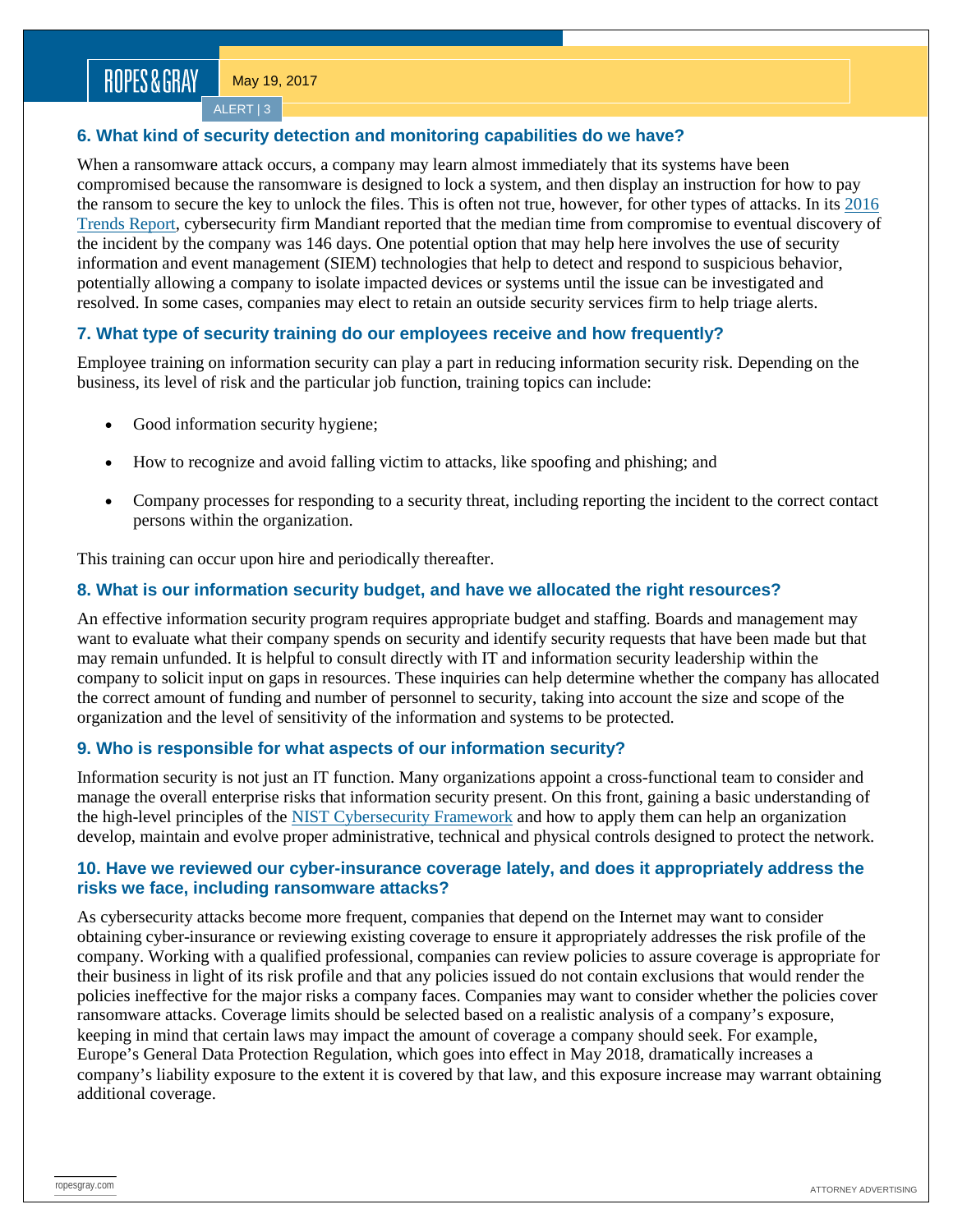### 6. What kind of security detection and monitoring capabilities do we have?

When a ransomware attack occurs, a company may learn almost immediately that its systems have been compromised because the ransomware is designed to lock a system, and then display an instruction for how to pay the ransom to secure the key to unlock the files. This is often not true, however, for other types of attacks. In its 2016 Trends Report, cybersecurity firm Mandiant reported that the median time from compromise to eventual discovery of the incident by the company was 146 days. One potential option that may help here involves the use of security information and event management (SIEM) technologies that help to detect and respond to suspicious behavior, potentially allowing a company to isolate impacted devices or systems until the issue can be investigated and resolved. In some cases, companies may elect to retain an outside security services firm to help triage alerts.

### 7. What type of security training do our employees receive and how frequently?

Employee training on information security can play a part in reducing information security risk. Depending on the business, its level of risk and the particular job function, training topics can include:

- Good information security hygiene;
- How to recognize and avoid falling victim to attacks, like spoofing and phishing; and
- Company processes for responding to a security threat, including reporting the incident to the correct contact persons within the organization.

This training can occur upon hire and periodically thereafter.

### 8. What is our information security budget, and have we allocated the right resources?

An effective information security program requires appropriate budget and staffing. Boards and management may want to evaluate what their company spends on security and identify security requests that have been made but that may remain unfunded. It is helpful to consult directly with IT and information security leadership within the company to solicit input on gaps in resources. These inquiries can help determine whether the company has allocated the correct amount of funding and number of personnel to security, taking into account the size and scope of the organization and the level of sensitivity of the information and systems to be protected.

### 9. Who is responsible for what aspects of our information security?

Information security is not just an IT function. Many organizations appoint a cross-functional team to consider and manage the overall enterprise risks that information security present. On this front, gaining a basic understanding of the high-level principles of the NIST Cybersecurity Framework and how to apply them can help an organization develop, maintain and evolve proper administrative, technical and physical controls designed to protect the network.

### 10. Have we reviewed our cyber-insurance coverage lately, and does it appropriately address the risks we face, including ransomware attacks?

As cybersecurity attacks become more frequent, companies that depend on the Internet may want to consider obtaining cyber-insurance or reviewing existing coverage to ensure it appropriately addresses the risk profile of the company. Working with a qualified professional, companies can review policies to assure coverage is appropriate for their business in light of its risk profile and that any policies issued do not contain exclusions that would render the policies ineffective for the major risks a company faces. Companies may want to consider whether the policies cover ransomware attacks. Coverage limits should be selected based on a realistic analysis of a company's exposure, keeping in mind that certain laws may impact the amount of coverage a company should seek. For example, Europe's General Data Protection Regulation, which goes into effect in May 2018, dramatically increases a company's liability exposure to the extent it is covered by that law, and this exposure increase may warrant obtaining additional coverage.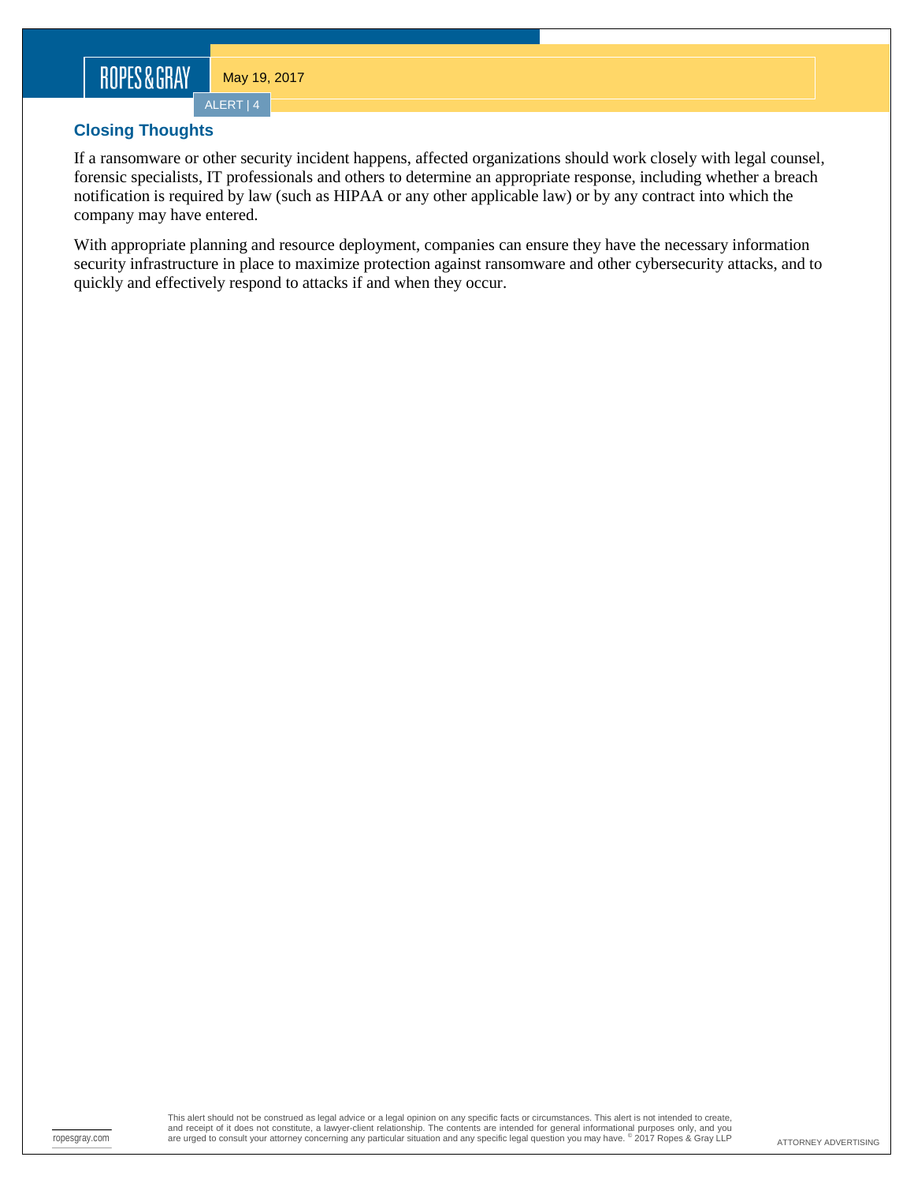## Closing Thoughts

If a ransomware or other security incident happens, affected organizations should work closely with legal counsel, forensic specialists, IT professionals and others to determine an appropriate response, including whether a breach notification is required by law (such as HIPAA or any other applicable law) or by any contract into which the company may have entered.

With appropriate planning and resource deployment, companies can ensure they have the necessary information security infrastructure in place to maximize protection against ransomware and other cybersecurity attacks, and to quickly and effectively respond to attacks if and when they occur.

This alert should not be construed as legal advice or a legal opinion on any specific facts or circumstances. This alert is not intended to create, and receipt of it does not constitute, a lawyer-client relationship. The contents are intended for general informational purposes only, and you are urged to consult your attorney concerning any particular situation and any specific legal question you may have. © 2017 Ropes & Gray LLP

ATTORNEY ADVERTISING